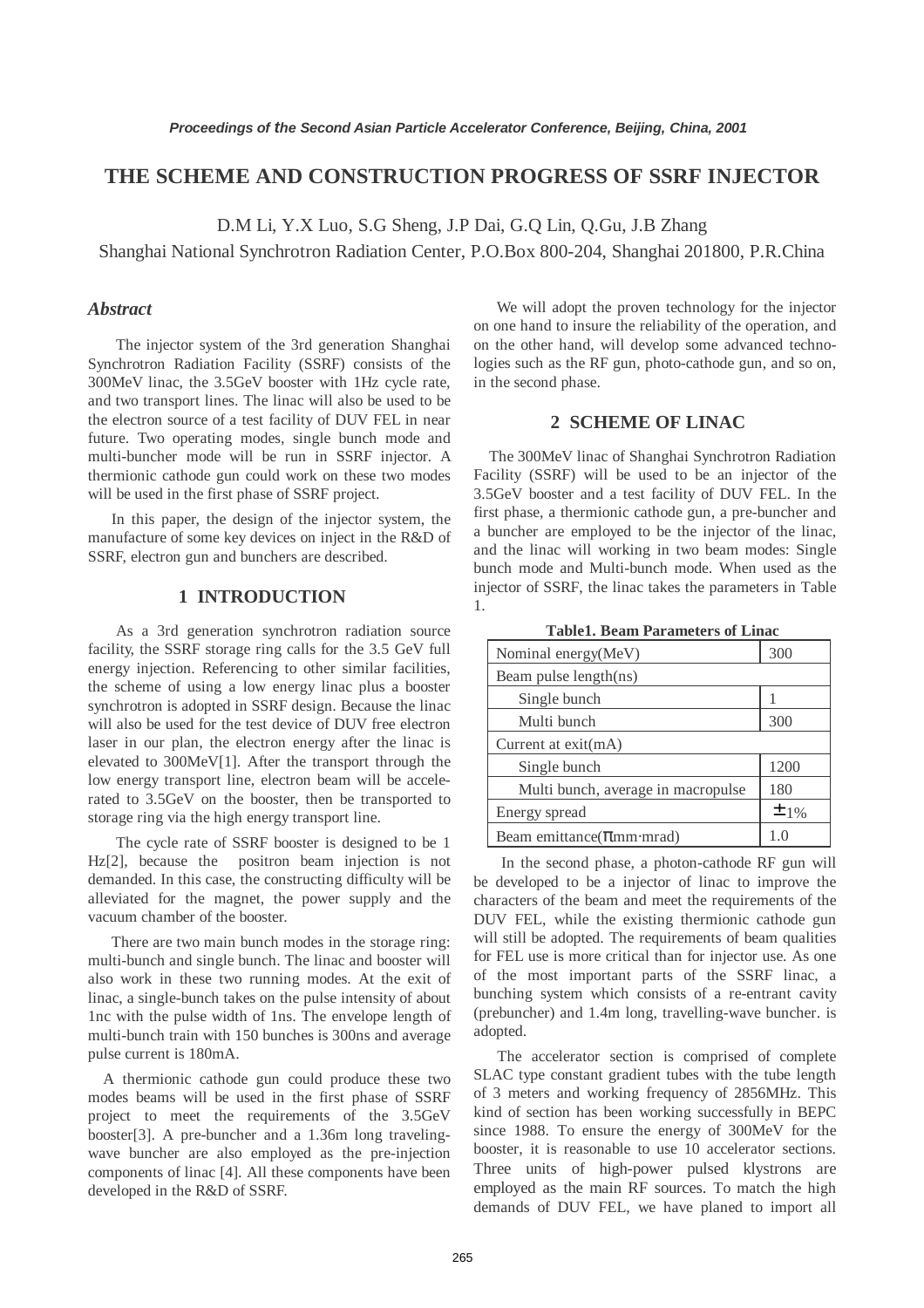# THE SCHEME AND CONSTRUCTION PROGRESS OF SSRF INJECTOR

D.M Li, Y.X Luo, S.G Sheng, J.P Dai, G.Q Lin, Q.Gu, J.B Zhang

Shanghai National Synchrotron Radiation Center, P.O.Box 800-204, Shanghai 201800, P.R.China

### *Abstract*

The injector system of the 3rd generation Shanghai Synchrotron Radiation Facility (SSRF) consists of the 300MeV linac, the 3.5GeV booster with 1Hz cycle rate, and two transport lines. The linac will also be used to be the electron source of a test facility of DUV FEL in near future. Two operating modes, single bunch mode and multi-buncher mode will be run in SSRF injector. A thermionic cathode gun could work on these two modes will be used in the first phase of SSRF project.

In this paper, the design of the injector system, the manufacture of some key devices on inject in the R&D of SSRF, electron gun and bunchers are described.

## 1 INTRODUCTION

As a 3rd generation synchrotron radiation source facility, the SSRF storage ring calls for the 3.5 GeV full energy injection. Referencing to other similar facilities, the scheme of using a low energy linac plus a booster synchrotron is adopted in SSRF design. Because the linac will also be used for the test device of DUV free electron laser in our plan, the electron energy after the linac is elevated to 300MeV[1]. After the transport through the low energy transport line, electron beam will be accelerated to 3.5GeV on the booster, then be transported to storage ring via the high energy transport line.

The cycle rate of SSRF booster is designed to be 1 Hz[2], because the positron beam injection is not demanded. In this case, the constructing difficulty will be alleviated for the magnet, the power supply and the vacuum chamber of the booster.

There are two main bunch modes in the storage ring: multi-bunch and single bunch. The linac and booster will also work in these two running modes. At the exit of linac, a single-bunch takes on the pulse intensity of about 1nc with the pulse width of 1ns. The envelope length of multi-bunch train with 150 bunches is 300ns and average pulse current is 180mA.

A thermionic cathode gun could produce these two modes beams will be used in the first phase of SSRF project to meet the requirements of the 3.5GeV booster[3]. A pre-buncher and a 1.36m long traveling-wave buncher are also employed as the pre-injection components of linac [4]. All these components have been developed in the R&D of SSRF.

We will adopt the proven technology for the injector on one hand to insure the reliability of the operation, and on the other hand, will develop some advanced technologies such as the RF gun, photo-cathode gun, and so on, in the second phase.

## 2 SCHEME OF LINAC

The 300MeV linac of Shanghai Synchrotron Radiation Facility (SSRF) will be used to be an injector of the 3.5GeV booster and a test facility of DUV FEL. In the first phase, a thermionic cathode gun, a pre-buncher and a buncher are employed to be the injector of the linac, and the linac will working in two beam modes: Single bunch mode and Multi-bunch mode. When used as the injector of SSRF, the linac takes the parameters in Table 1.

**Table1. Beam Parameters of Linac**

| Nominal energy(MeV) | 300 |
|---|---|
| Beam pulse length(ns) | |
| Single bunch | 1 |
| Multi bunch | 300 |
| Current at exit(mA) | |
| Single bunch | 1200 |
| Multi bunch, average in macropulse | 180 |
| Energy spread | ±1% |
| Beam emittance($\pi$mm·mrad) | 1.0 |

In the second phase, a photon-cathode RF gun will be developed to be a injector of linac to improve the characters of the beam and meet the requirements of the DUV FEL, while the existing thermionic cathode gun will still be adopted. The requirements of beam qualities for FEL use is more critical than for injector use. As one of the most important parts of the SSRF linac, a bunching system which consists of a re-entrant cavity (prebuncher) and 1.4m long, travelling-wave buncher. is adopted.

The accelerator section is comprised of complete SLAC type constant gradient tubes with the tube length of 3 meters and working frequency of 2856MHz. This kind of section has been working successfully in BEPC since 1988. To ensure the energy of 300MeV for the booster, it is reasonable to use 10 accelerator sections. Three units of high-power pulsed klystrons are employed as the main RF sources. To match the high demands of DUV FEL, we have planed to import all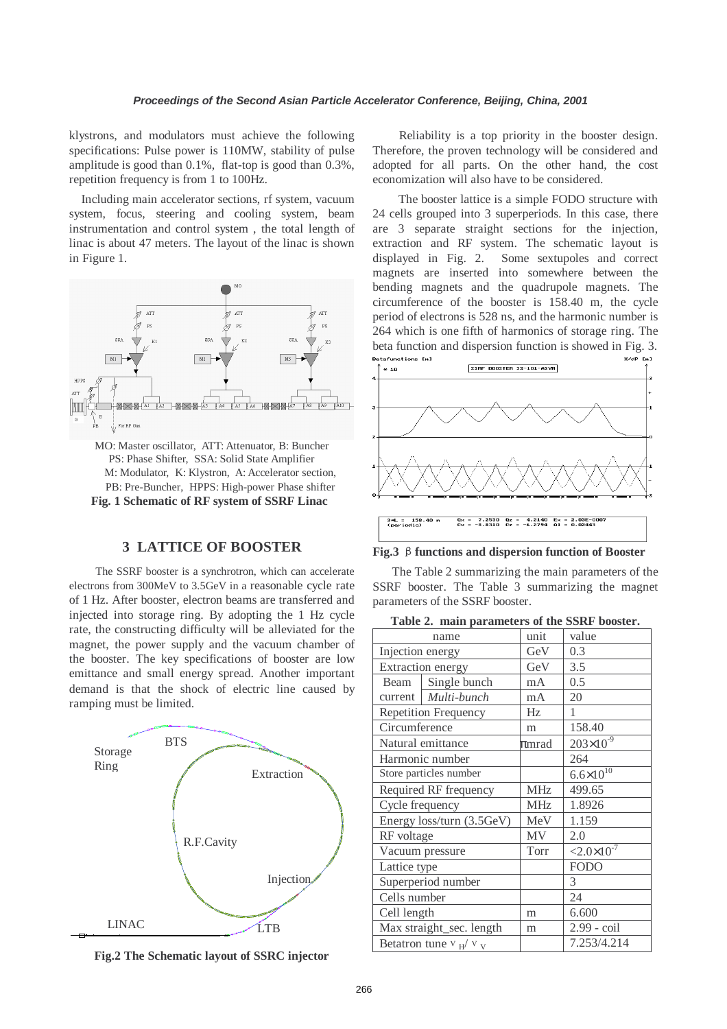klystrons, and modulators must achieve the following specifications: Pulse power is 110MW, stability of pulse amplitude is good than 0.1%, flat-top is good than 0.3%, repetition frequency is from 1 to 100Hz.

Including main accelerator sections, rf system, vacuum system, focus, steering and cooling system, beam instrumentation and control system , the total length of linac is about 47 meters. The layout of the linac is shown in Figure 1.

MO: Master oscillator, ATT: Attenuator, B: Buncher
PS: Phase Shifter, SSA: Solid State Amplifier
M: Modulator, K: Klystron, A: Accelerator section,
PB: Pre-Buncher, HPPS: High-power Phase shifter

**Fig. 1 Schematic of RF system of SSRF Linac**

## 3 LATTICE OF BOOSTER

The SSRF booster is a synchrotron, which can accelerate electrons from 300MeV to 3.5GeV in a reasonable cycle rate of 1 Hz. After booster, electron beams are transferred and injected into storage ring. By adopting the 1 Hz cycle rate, the constructing difficulty will be alleviated for the magnet, the power supply and the vacuum chamber of the booster. The key specifications of booster are low emittance and small energy spread. Another important demand is that the shock of electric line caused by ramping must be limited.

**Fig.2 The Schematic layout of SSRC injector**

Reliability is a top priority in the booster design. Therefore, the proven technology will be considered and adopted for all parts. On the other hand, the cost economization will also have to be considered.

The booster lattice is a simple FODO structure with 24 cells grouped into 3 superperiods. In this case, there are 3 separate straight sections for the injection, extraction and RF system. The schematic layout is displayed in Fig. 2. Some sextupoles and correct magnets are inserted into somewhere between the bending magnets and the quadrupole magnets. The circumference of the booster is 158.40 m, the cycle period of electrons is 528 ns, and the harmonic number is 264 which is one fifth of harmonics of storage ring. The beta function and dispersion function is showed in Fig. 3.

**Fig.3 β functions and dispersion function of Booster**

The Table 2 summarizing the main parameters of the SSRF booster. The Table 3 summarizing the magnet parameters of the SSRF booster.

**Table 2. main parameters of the SSRF booster.**

| name | | unit | value |
|---|---|---|---|
| Injection energy | | GeV | 0.3 |
| Extraction energy | | GeV | 3.5 |
| Beam current | Single bunch | mA | 0.5 |
| | *Multi-bunch* | mA | 20 |
| Repetition Frequency | | Hz | 1 |
| Circumference | | m | 158.40 |
| Natural emittance | | πmrad | $203\times10^{-9}$ |
| Harmonic number | | | 264 |
| Store particles number | | | $6.6\times10^{10}$ |
| Required RF frequency | | MHz | 499.65 |
| Cycle frequency | | MHz | 1.8926 |
| Energy loss/turn (3.5GeV) | | MeV | 1.159 |
| RF voltage | | MV | 2.0 |
| Vacuum pressure | | Torr | $<2.0\times10^{-7}$ |
| Lattice type | | | FODO |
| Superperiod number | | | 3 |
| Cells number | | | 24 |
| Cell length | | m | 6.600 |
| Max straight_sec. length | | m | 2.99 - coil |
| Betatron tune $\nu_H/\nu_V$ | | | 7.253/4.214 |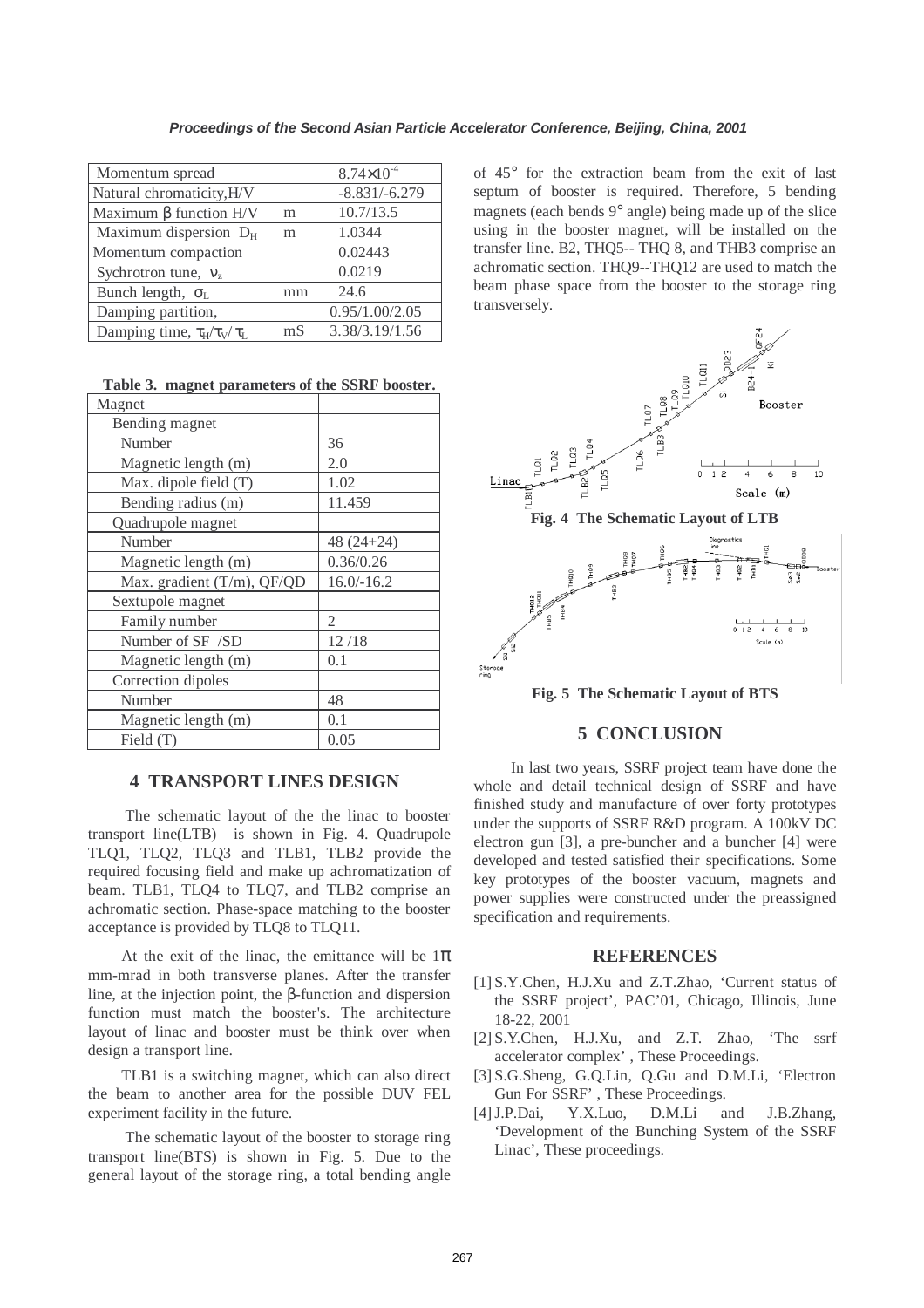| | | |
|---|---|---|
| Momentum spread | | $8.74\times10^{-4}$ |
| Natural chromaticity,H/V | | -8.831/-6.279 |
| Maximum $\beta$ function H/V | m | 10.7/13.5 |
| Maximum dispersion $D_H$ | m | 1.0344 |
| Momentum compaction | | 0.02443 |
| Sychrotron tune, $\nu_z$ | | 0.0219 |
| Bunch length, $\sigma_L$ | mm | 24.6 |
| Damping partition, | | 0.95/1.00/2.05 |
| Damping time, $\tau_H/\tau_V/\tau_L$ | mS | 3.38/3.19/1.56 |

**Table 3. magnet parameters of the SSRF booster.**

| Magnet | |
|---|---|
| Bending magnet | |
| Number | 36 |
| Magnetic length (m) | 2.0 |
| Max. dipole field (T) | 1.02 |
| Bending radius (m) | 11.459 |
| Quadrupole magnet | |
| Number | 48 (24+24) |
| Magnetic length (m) | 0.36/0.26 |
| Max. gradient (T/m), QF/QD | 16.0/-16.2 |
| Sextupole magnet | |
| Family number | 2 |
| Number of SF /SD | 12 /18 |
| Magnetic length (m) | 0.1 |
| Correction dipoles | |
| Number | 48 |
| Magnetic length (m) | 0.1 |
| Field (T) | 0.05 |

## 4 TRANSPORT LINES DESIGN

The schematic layout of the the linac to booster transport line(LTB) is shown in Fig. 4. Quadrupole TLQ1, TLQ2, TLQ3 and TLB1, TLB2 provide the required focusing field and make up achromatization of beam. TLB1, TLQ4 to TLQ7, and TLB2 comprise an achromatic section. Phase-space matching to the booster acceptance is provided by TLQ8 to TLQ11.

At the exit of the linac, the emittance will be 1$\pi$ mm-mrad in both transverse planes. After the transfer line, at the injection point, the $\beta$-function and dispersion function must match the booster's. The architecture layout of linac and booster must be think over when design a transport line.

TLB1 is a switching magnet, which can also direct the beam to another area for the possible DUV FEL experiment facility in the future.

The schematic layout of the booster to storage ring transport line(BTS) is shown in Fig. 5. Due to the general layout of the storage ring, a total bending angle of 45° for the extraction beam from the exit of last septum of booster is required. Therefore, 5 bending magnets (each bends 9° angle) being made up of the slice using in the booster magnet, will be installed on the transfer line. B2, THQ5-- THQ 8, and THB3 comprise an achromatic section. THQ9--THQ12 are used to match the beam phase space from the booster to the storage ring transversely.

Linac
TLB1 TL01 TL02 TL03 TL04 TLB2 TL05 TL06 TL07 TLB3 TL08 TL09 TL010 TL011 S1 QD23 B24-1 QF24 Ki
Booster
0 1 2 4 6 8 10
Scale (m)

**Fig. 4 The Schematic Layout of LTB**

Storage ring
Su1 Su2 THQ12 THQ11 THB5 THB4 THQ10 THQ9 THB3 THQ8 THQ7 THQ5 THQ6 THB2 THQ4 THQ3 THQ2 THB1 THQ1 Se3 Se2 QD08
Diagnostics line
Booster
0 1 2 4 6 8 10
Scale (m)

**Fig. 5 The Schematic Layout of BTS**

## 5 CONCLUSION

In last two years, SSRF project team have done the whole and detail technical design of SSRF and have finished study and manufacture of over forty prototypes under the supports of SSRF R&D program. A 100kV DC electron gun [3], a pre-buncher and a buncher [4] were developed and tested satisfied their specifications. Some key prototypes of the booster vacuum, magnets and power supplies were constructed under the preassigned specification and requirements.

## REFERENCES

[1] S.Y.Chen, H.J.Xu and Z.T.Zhao, 'Current status of the SSRF project', PAC'01, Chicago, Illinois, June 18-22, 2001

[2] S.Y.Chen, H.J.Xu, and Z.T. Zhao, 'The ssrf accelerator complex' , These Proceedings.

[3] S.G.Sheng, G.Q.Lin, Q.Gu and D.M.Li, 'Electron Gun For SSRF' , These Proceedings.

[4] J.P.Dai, Y.X.Luo, D.M.Li and J.B.Zhang, 'Development of the Bunching System of the SSRF Linac', These proceedings.